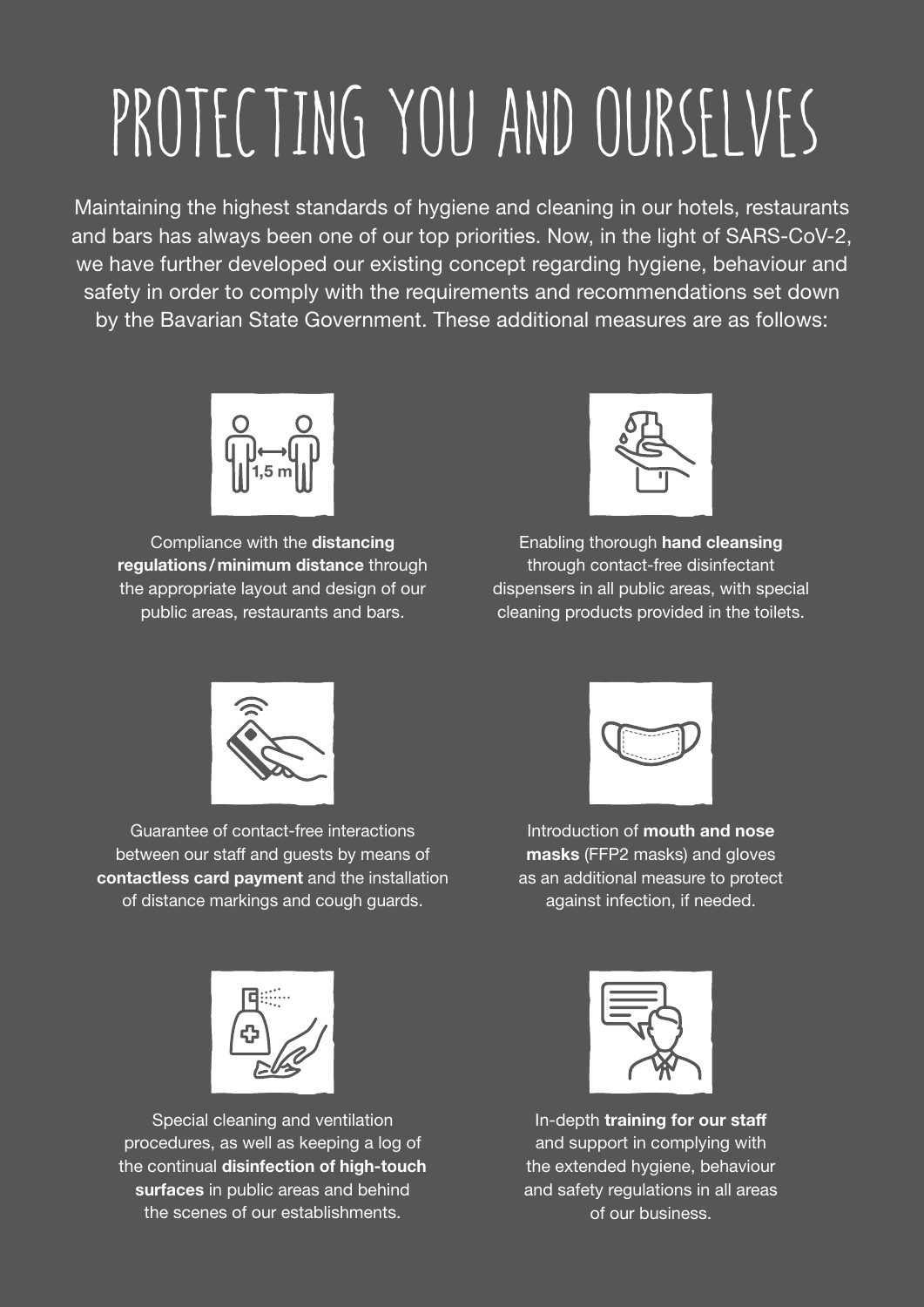# PROTECTING YOU AND OURSELVES

Maintaining the highest standards of hygiene and cleaning in our hotels, restaurants and bars has always been one of our top priorities. Now, in the light of SARS-CoV-2, we have further developed our existing concept regarding hygiene, behaviour and safety in order to comply with the requirements and recommendations set down by the Bavarian State Government. These additional measures are as follows:

Compliance with the **distancing regulations / minimum distance** through the appropriate layout and design of our public areas, restaurants and bars.

Enabling thorough **hand cleansing** through contact-free disinfectant dispensers in all public areas, with special cleaning products provided in the toilets.

Guarantee of contact-free interactions between our staff and guests by means of **contactless card payment** and the installation of distance markings and cough guards.

Introduction of **mouth and nose masks** (FFP2 masks) and gloves as an additional measure to protect against infection, if needed.

Special cleaning and ventilation procedures, as well as keeping a log of the continual **disinfection of high-touch surfaces** in public areas and behind the scenes of our establishments.

In-depth **training for our staff** and support in complying with the extended hygiene, behaviour and safety regulations in all areas of our business.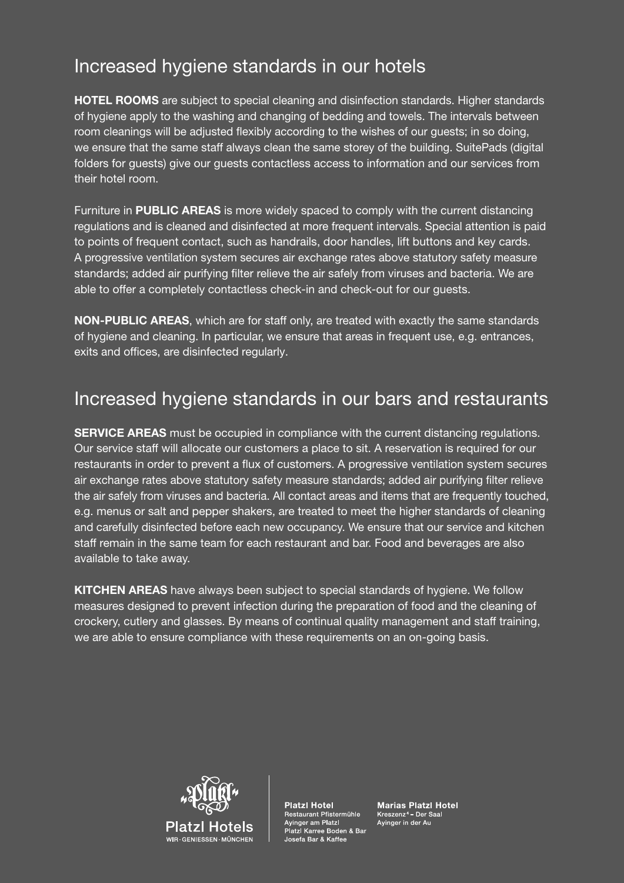## Increased hygiene standards in our hotels

**HOTEL ROOMS** are subject to special cleaning and disinfection standards. Higher standards of hygiene apply to the washing and changing of bedding and towels. The intervals between room cleanings will be adjusted flexibly according to the wishes of our guests; in so doing, we ensure that the same staff always clean the same storey of the building. SuitePads (digital folders for guests) give our guests contactless access to information and our services from their hotel room.

Furniture in **PUBLIC AREAS** is more widely spaced to comply with the current distancing regulations and is cleaned and disinfected at more frequent intervals. Special attention is paid to points of frequent contact, such as handrails, door handles, lift buttons and key cards. A progressive ventilation system secures air exchange rates above statutory safety measure standards; added air purifying filter relieve the air safely from viruses and bacteria. We are able to offer a completely contactless check-in and check-out for our guests.

**NON-PUBLIC AREAS**, which are for staff only, are treated with exactly the same standards of hygiene and cleaning. In particular, we ensure that areas in frequent use, e.g. entrances, exits and offices, are disinfected regularly.

## Increased hygiene standards in our bars and restaurants

**SERVICE AREAS** must be occupied in compliance with the current distancing regulations. Our service staff will allocate our customers a place to sit. A reservation is required for our restaurants in order to prevent a flux of customers. A progressive ventilation system secures air exchange rates above statutory safety measure standards; added air purifying filter relieve the air safely from viruses and bacteria. All contact areas and items that are frequently touched, e.g. menus or salt and pepper shakers, are treated to meet the higher standards of cleaning and carefully disinfected before each new occupancy. We ensure that our service and kitchen staff remain in the same team for each restaurant and bar. Food and beverages are also available to take away.

**KITCHEN AREAS** have always been subject to special standards of hygiene. We follow measures designed to prevent infection during the preparation of food and the cleaning of crockery, cutlery and glasses. By means of continual quality management and staff training, we are able to ensure compliance with these requirements on an on-going basis.

Platzl Hotels
WIR · GENIESSEN · MÜNCHEN

**Platzl Hotel**
Restaurant Pfistermühle
Ayinger am Platzl
Platzl Karree Boden & Bar
Josefa Bar & Kaffee

**Marias Platzl Hotel**
Kreszenz[4] – Der Saal
Ayinger in der Au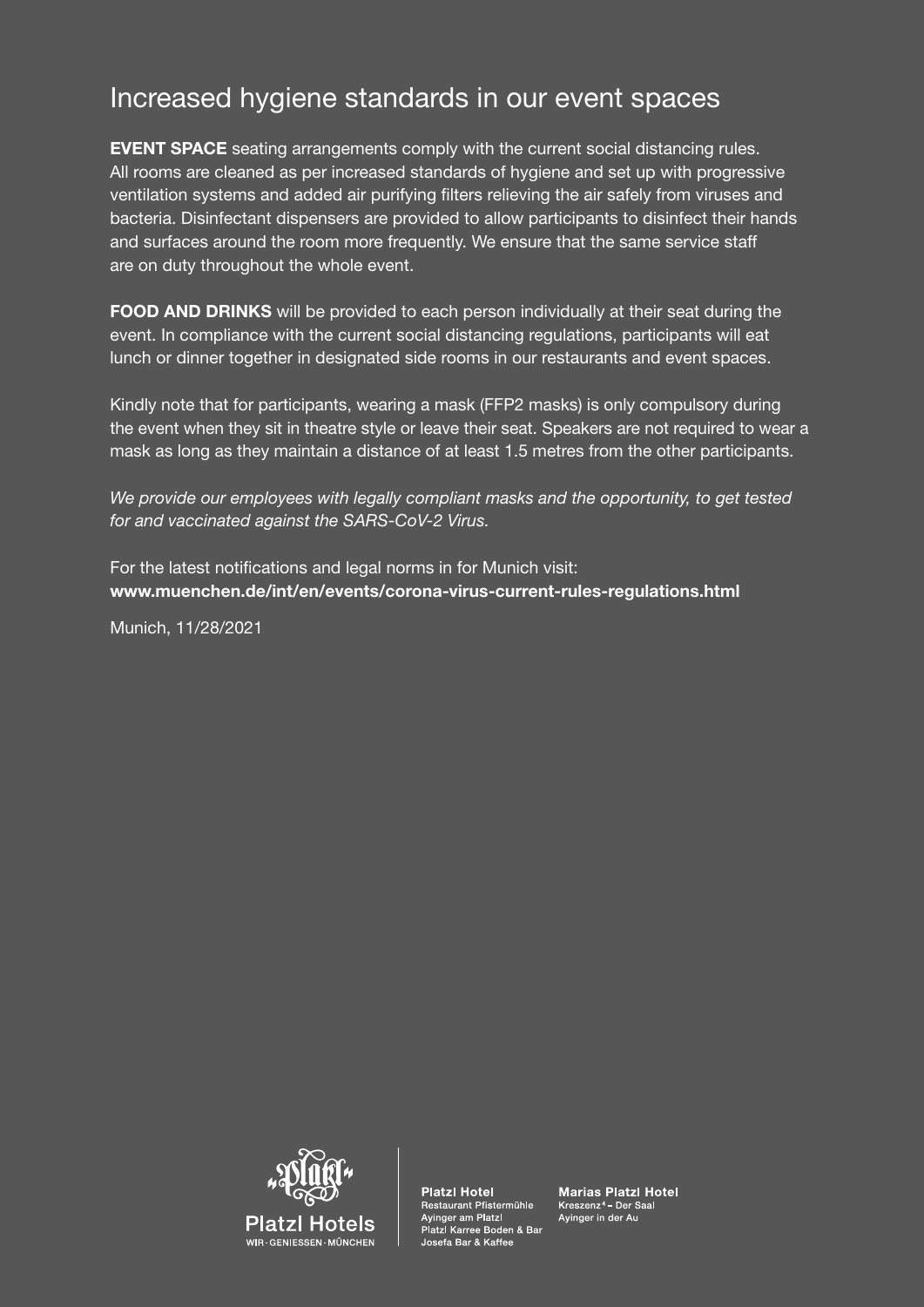# Increased hygiene standards in our event spaces

**EVENT SPACE** seating arrangements comply with the current social distancing rules. All rooms are cleaned as per increased standards of hygiene and set up with progressive ventilation systems and added air purifying filters relieving the air safely from viruses and bacteria. Disinfectant dispensers are provided to allow participants to disinfect their hands and surfaces around the room more frequently. We ensure that the same service staff are on duty throughout the whole event.

**FOOD AND DRINKS** will be provided to each person individually at their seat during the event. In compliance with the current social distancing regulations, participants will eat lunch or dinner together in designated side rooms in our restaurants and event spaces.

Kindly note that for participants, wearing a mask (FFP2 masks) is only compulsory during the event when they sit in theatre style or leave their seat. Speakers are not required to wear a mask as long as they maintain a distance of at least 1.5 metres from the other participants.

*We provide our employees with legally compliant masks and the opportunity, to get tested for and vaccinated against the SARS-CoV-2 Virus.*

For the latest notifications and legal norms in for Munich visit:
**www.muenchen.de/int/en/events/corona-virus-current-rules-regulations.html**

Munich, 11/28/2021

Platzl Hotels
WIR · GENIESSEN · MÜNCHEN

**Platzl Hotel**
Restaurant Pfistermühle
Ayinger am Platzl
Platzl Karree Boden & Bar
Josefa Bar & Kaffee

**Marias Platzl Hotel**
Kreszenz[4] – Der Saal
Ayinger in der Au